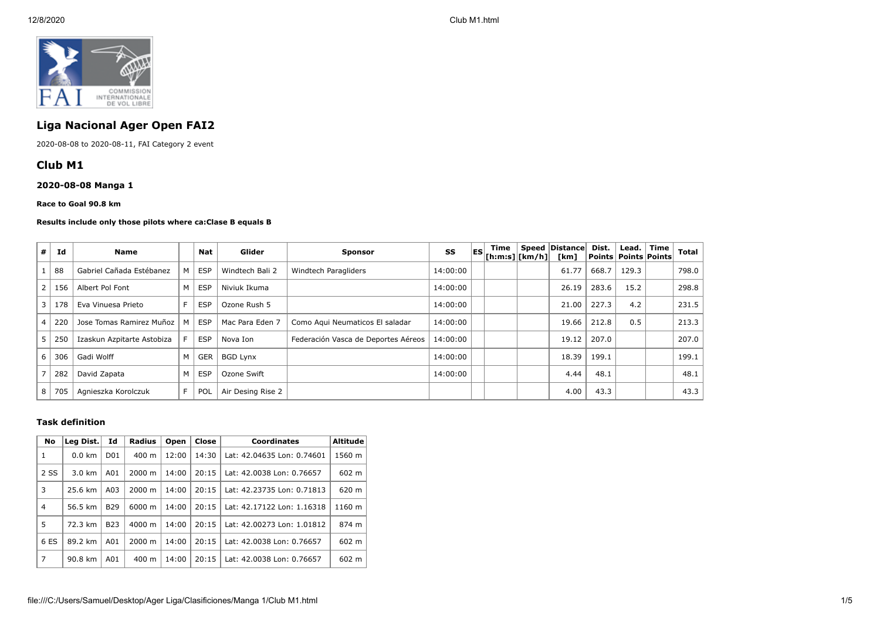## Liga Nacional Ager Open FAI2

2020-08-08 to 2020-08-11, FAI Category 2 event

## Club M1

### 2020-08-08 Manga 1

**Race to Goal 90.8 km**

**Results include only those pilots where ca:Clase B equals B**

| # | Id | Name | | Nat | Glider | Sponsor | SS | ES | Time [h:m:s] | Speed [km/h] | Distance [km] | Dist. Points | Lead. Points | Time Points | Total |
|---|---|---|---|---|---|---|---|---|---|---|---|---|---|---|---|
| 1 | 88 | Gabriel Cañada Estébanez | M | ESP | Windtech Bali 2 | Windtech Paragliders | 14:00:00 | | | | 61.77 | 668.7 | 129.3 | | 798.0 |
| 2 | 156 | Albert Pol Font | M | ESP | Niviuk Ikuma | | 14:00:00 | | | | 26.19 | 283.6 | 15.2 | | 298.8 |
| 3 | 178 | Eva Vinuesa Prieto | F | ESP | Ozone Rush 5 | | 14:00:00 | | | | 21.00 | 227.3 | 4.2 | | 231.5 |
| 4 | 220 | Jose Tomas Ramirez Muñoz | M | ESP | Mac Para Eden 7 | Como Aqui Neumaticos El saladar | 14:00:00 | | | | 19.66 | 212.8 | 0.5 | | 213.3 |
| 5 | 250 | Izaskun Azpitarte Astobiza | F | ESP | Nova Ion | Federación Vasca de Deportes Aéreos | 14:00:00 | | | | 19.12 | 207.0 | | | 207.0 |
| 6 | 306 | Gadi Wolff | M | GER | BGD Lynx | | 14:00:00 | | | | 18.39 | 199.1 | | | 199.1 |
| 7 | 282 | David Zapata | M | ESP | Ozone Swift | | 14:00:00 | | | | 4.44 | 48.1 | | | 48.1 |
| 8 | 705 | Agnieszka Korolczuk | F | POL | Air Desing Rise 2 | | | | | | 4.00 | 43.3 | | | 43.3 |

### Task definition

| No | Leg Dist. | Id | Radius | Open | Close | Coordinates | Altitude |
|---|---|---|---|---|---|---|---|
| 1 | 0.0 km | D01 | 400 m | 12:00 | 14:30 | Lat: 42.04635 Lon: 0.74601 | 1560 m |
| 2 SS | 3.0 km | A01 | 2000 m | 14:00 | 20:15 | Lat: 42.0038 Lon: 0.76657 | 602 m |
| 3 | 25.6 km | A03 | 2000 m | 14:00 | 20:15 | Lat: 42.23735 Lon: 0.71813 | 620 m |
| 4 | 56.5 km | B29 | 6000 m | 14:00 | 20:15 | Lat: 42.17122 Lon: 1.16318 | 1160 m |
| 5 | 72.3 km | B23 | 4000 m | 14:00 | 20:15 | Lat: 42.00273 Lon: 1.01812 | 874 m |
| 6 ES | 89.2 km | A01 | 2000 m | 14:00 | 20:15 | Lat: 42.0038 Lon: 0.76657 | 602 m |
| 7 | 90.8 km | A01 | 400 m | 14:00 | 20:15 | Lat: 42.0038 Lon: 0.76657 | 602 m |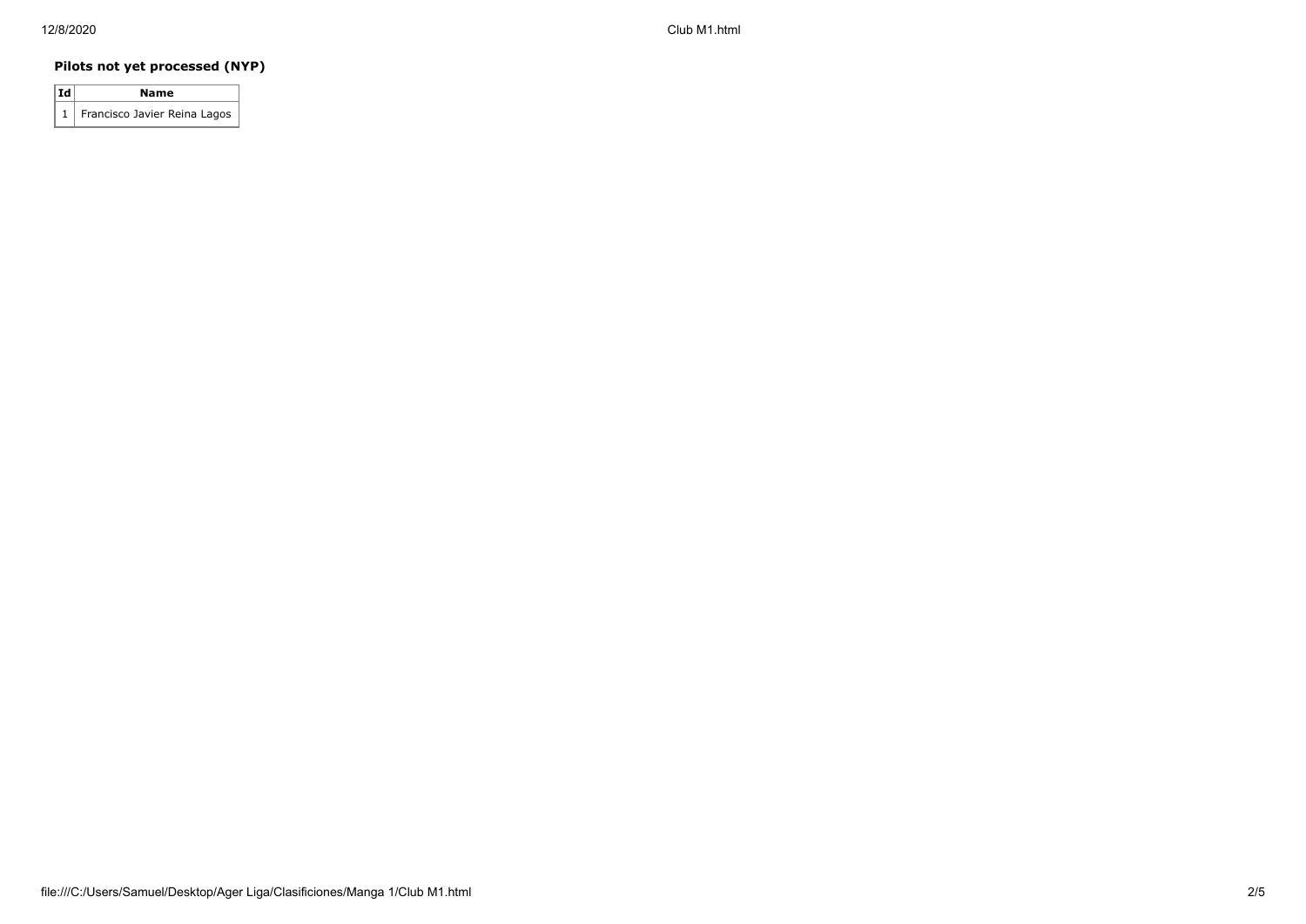### Pilots not yet processed (NYP)

| Id | Name |
|---|---|
| 1 | Francisco Javier Reina Lagos |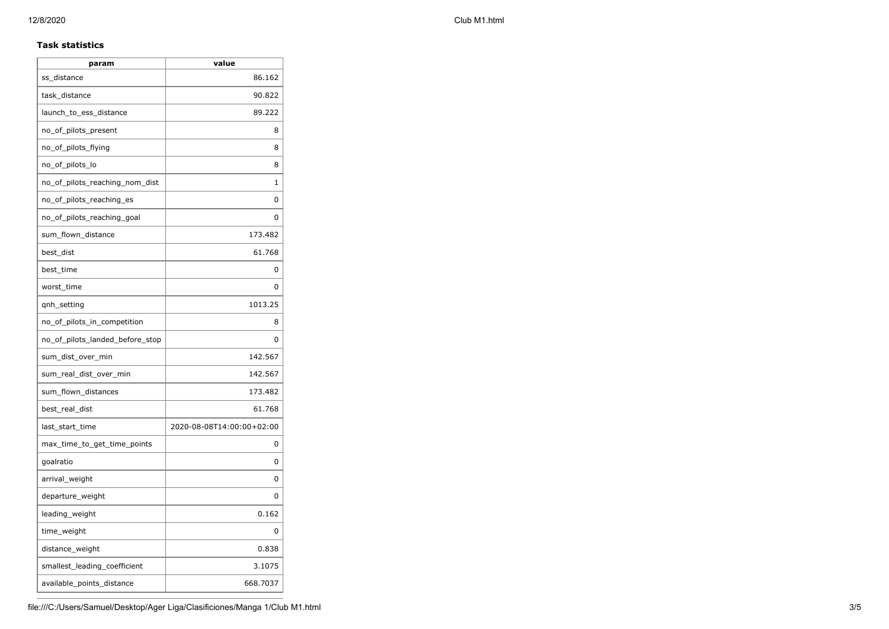**Task statistics**

| param | value |
| --- | --- |
| ss_distance | 86.162 |
| task_distance | 90.822 |
| launch_to_ess_distance | 89.222 |
| no_of_pilots_present | 8 |
| no_of_pilots_flying | 8 |
| no_of_pilots_lo | 8 |
| no_of_pilots_reaching_nom_dist | 1 |
| no_of_pilots_reaching_es | 0 |
| no_of_pilots_reaching_goal | 0 |
| sum_flown_distance | 173.482 |
| best_dist | 61.768 |
| best_time | 0 |
| worst_time | 0 |
| qnh_setting | 1013.25 |
| no_of_pilots_in_competition | 8 |
| no_of_pilots_landed_before_stop | 0 |
| sum_dist_over_min | 142.567 |
| sum_real_dist_over_min | 142.567 |
| sum_flown_distances | 173.482 |
| best_real_dist | 61.768 |
| last_start_time | 2020-08-08T14:00:00+02:00 |
| max_time_to_get_time_points | 0 |
| goalratio | 0 |
| arrival_weight | 0 |
| departure_weight | 0 |
| leading_weight | 0.162 |
| time_weight | 0 |
| distance_weight | 0.838 |
| smallest_leading_coefficient | 3.1075 |
| available_points_distance | 668.7037 |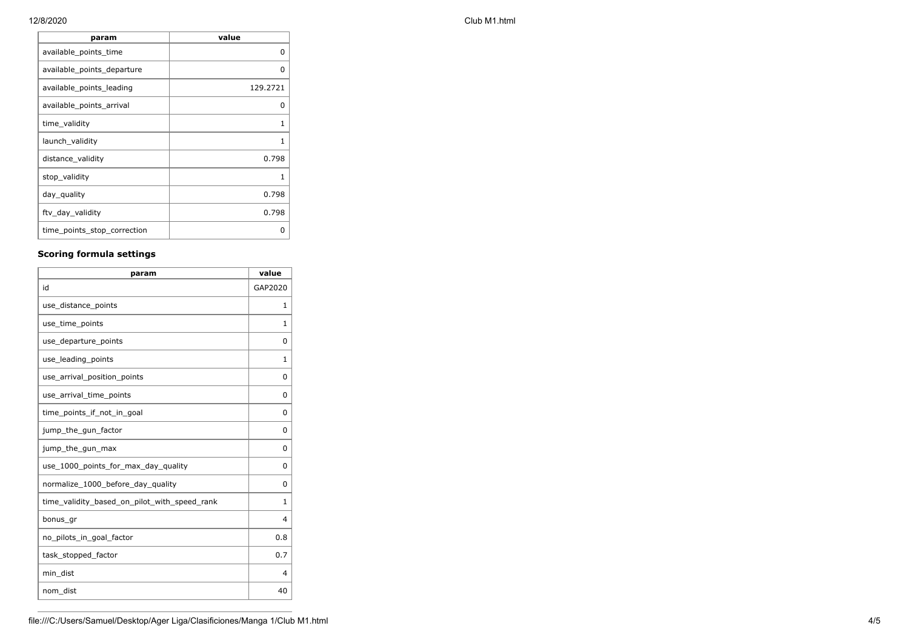| param | value |
| --- | --- |
| available_points_time | 0 |
| available_points_departure | 0 |
| available_points_leading | 129.2721 |
| available_points_arrival | 0 |
| time_validity | 1 |
| launch_validity | 1 |
| distance_validity | 0.798 |
| stop_validity | 1 |
| day_quality | 0.798 |
| ftv_day_validity | 0.798 |
| time_points_stop_correction | 0 |

### Scoring formula settings

| param | value |
| --- | --- |
| id | GAP2020 |
| use_distance_points | 1 |
| use_time_points | 1 |
| use_departure_points | 0 |
| use_leading_points | 1 |
| use_arrival_position_points | 0 |
| use_arrival_time_points | 0 |
| time_points_if_not_in_goal | 0 |
| jump_the_gun_factor | 0 |
| jump_the_gun_max | 0 |
| use_1000_points_for_max_day_quality | 0 |
| normalize_1000_before_day_quality | 0 |
| time_validity_based_on_pilot_with_speed_rank | 1 |
| bonus_gr | 4 |
| no_pilots_in_goal_factor | 0.8 |
| task_stopped_factor | 0.7 |
| min_dist | 4 |
| nom_dist | 40 |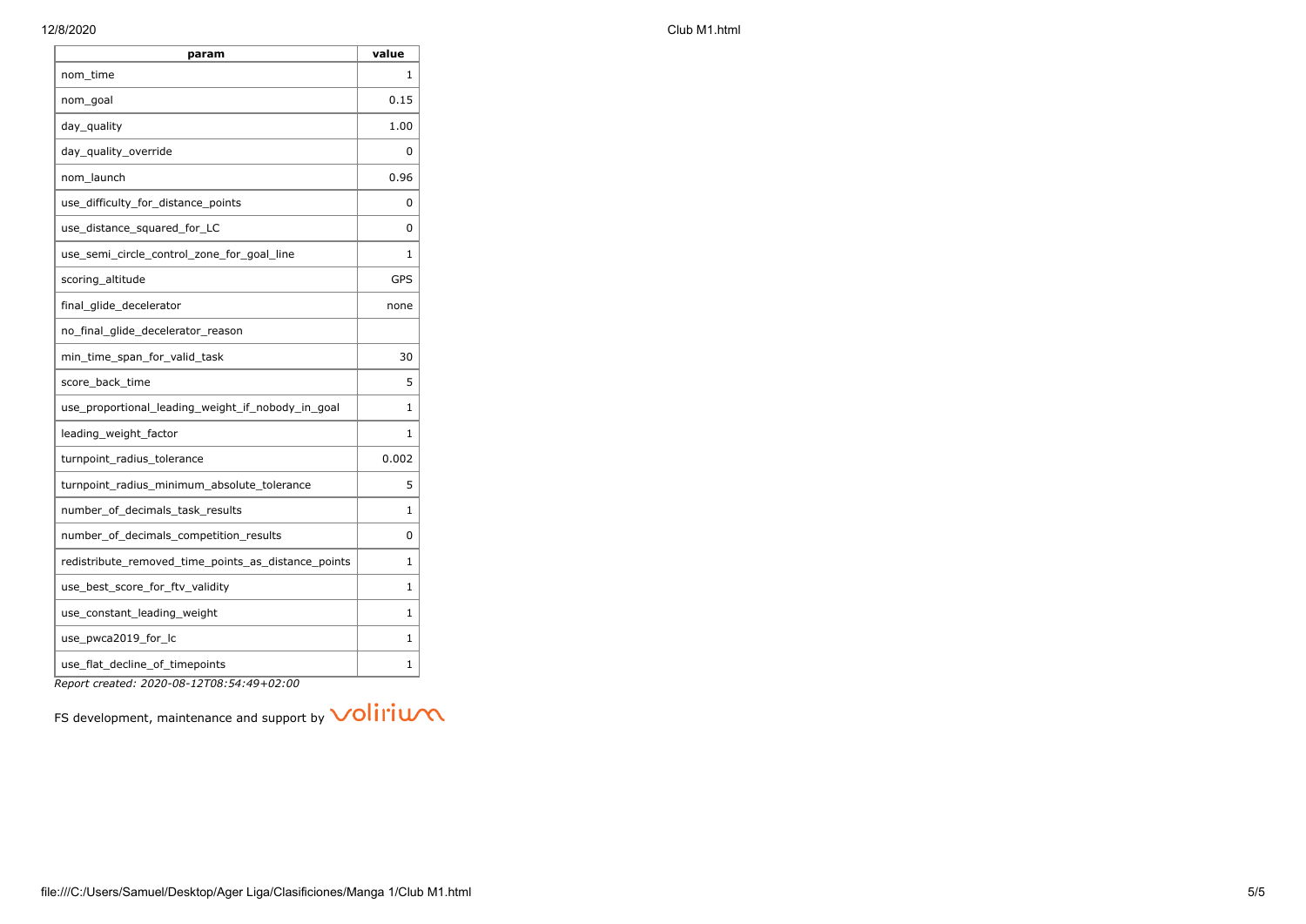| param | value |
|---|---|
| nom_time | 1 |
| nom_goal | 0.15 |
| day_quality | 1.00 |
| day_quality_override | 0 |
| nom_launch | 0.96 |
| use_difficulty_for_distance_points | 0 |
| use_distance_squared_for_LC | 0 |
| use_semi_circle_control_zone_for_goal_line | 1 |
| scoring_altitude | GPS |
| final_glide_decelerator | none |
| no_final_glide_decelerator_reason | |
| min_time_span_for_valid_task | 30 |
| score_back_time | 5 |
| use_proportional_leading_weight_if_nobody_in_goal | 1 |
| leading_weight_factor | 1 |
| turnpoint_radius_tolerance | 0.002 |
| turnpoint_radius_minimum_absolute_tolerance | 5 |
| number_of_decimals_task_results | 1 |
| number_of_decimals_competition_results | 0 |
| redistribute_removed_time_points_as_distance_points | 1 |
| use_best_score_for_ftv_validity | 1 |
| use_constant_leading_weight | 1 |
| use_pwca2019_for_lc | 1 |
| use_flat_decline_of_timepoints | 1 |

*Report created: 2020-08-12T08:54:49+02:00*

FS development, maintenance and support by volirium